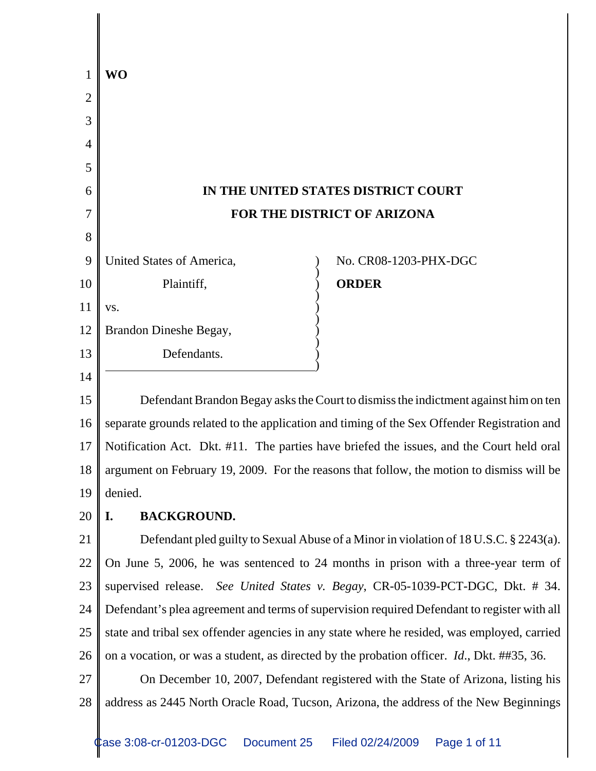WO

**IN THE UNITED STATES DISTRICT COURT**
**FOR THE DISTRICT OF ARIZONA**

United States of America,

Plaintiff,

vs.

Brandon Dineshe Begay,

Defendants.

No. CR08-1203-PHX-DGC

**ORDER**

Defendant Brandon Begay asks the Court to dismiss the indictment against him on ten separate grounds related to the application and timing of the Sex Offender Registration and Notification Act. Dkt. #11. The parties have briefed the issues, and the Court held oral argument on February 19, 2009. For the reasons that follow, the motion to dismiss will be denied.

## I. BACKGROUND.

Defendant pled guilty to Sexual Abuse of a Minor in violation of 18 U.S.C. § 2243(a). On June 5, 2006, he was sentenced to 24 months in prison with a three-year term of supervised release. *See United States v. Begay*, CR-05-1039-PCT-DGC, Dkt. # 34. Defendant's plea agreement and terms of supervision required Defendant to register with all state and tribal sex offender agencies in any state where he resided, was employed, carried on a vocation, or was a student, as directed by the probation officer. *Id*., Dkt. ##35, 36.

On December 10, 2007, Defendant registered with the State of Arizona, listing his address as 2445 North Oracle Road, Tucson, Arizona, the address of the New Beginnings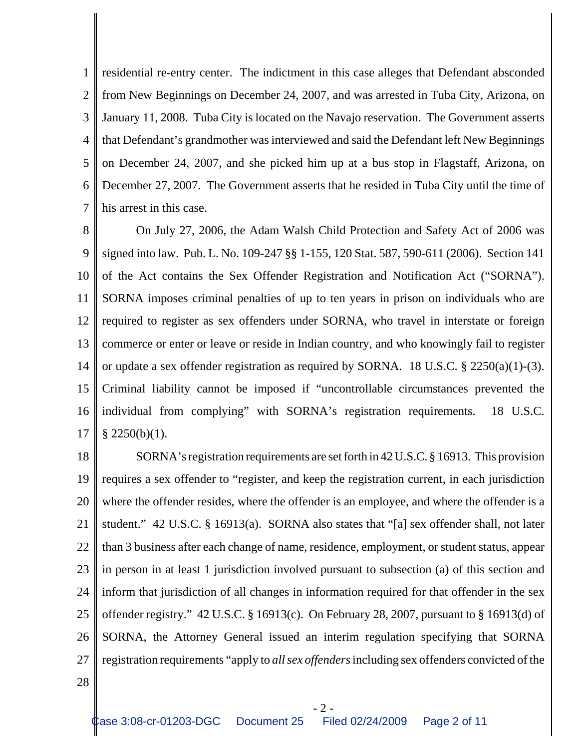residential re-entry center. The indictment in this case alleges that Defendant absconded from New Beginnings on December 24, 2007, and was arrested in Tuba City, Arizona, on January 11, 2008. Tuba City is located on the Navajo reservation. The Government asserts that Defendant's grandmother was interviewed and said the Defendant left New Beginnings on December 24, 2007, and she picked him up at a bus stop in Flagstaff, Arizona, on December 27, 2007. The Government asserts that he resided in Tuba City until the time of his arrest in this case.

On July 27, 2006, the Adam Walsh Child Protection and Safety Act of 2006 was signed into law. Pub. L. No. 109-247 §§ 1-155, 120 Stat. 587, 590-611 (2006). Section 141 of the Act contains the Sex Offender Registration and Notification Act ("SORNA"). SORNA imposes criminal penalties of up to ten years in prison on individuals who are required to register as sex offenders under SORNA, who travel in interstate or foreign commerce or enter or leave or reside in Indian country, and who knowingly fail to register or update a sex offender registration as required by SORNA. 18 U.S.C. § 2250(a)(1)-(3). Criminal liability cannot be imposed if "uncontrollable circumstances prevented the individual from complying" with SORNA's registration requirements. 18 U.S.C. § 2250(b)(1).

SORNA's registration requirements are set forth in 42 U.S.C. § 16913. This provision requires a sex offender to "register, and keep the registration current, in each jurisdiction where the offender resides, where the offender is an employee, and where the offender is a student." 42 U.S.C. § 16913(a). SORNA also states that "[a] sex offender shall, not later than 3 business after each change of name, residence, employment, or student status, appear in person in at least 1 jurisdiction involved pursuant to subsection (a) of this section and inform that jurisdiction of all changes in information required for that offender in the sex offender registry." 42 U.S.C. § 16913(c). On February 28, 2007, pursuant to § 16913(d) of SORNA, the Attorney General issued an interim regulation specifying that SORNA registration requirements "apply to *all sex offenders* including sex offenders convicted of the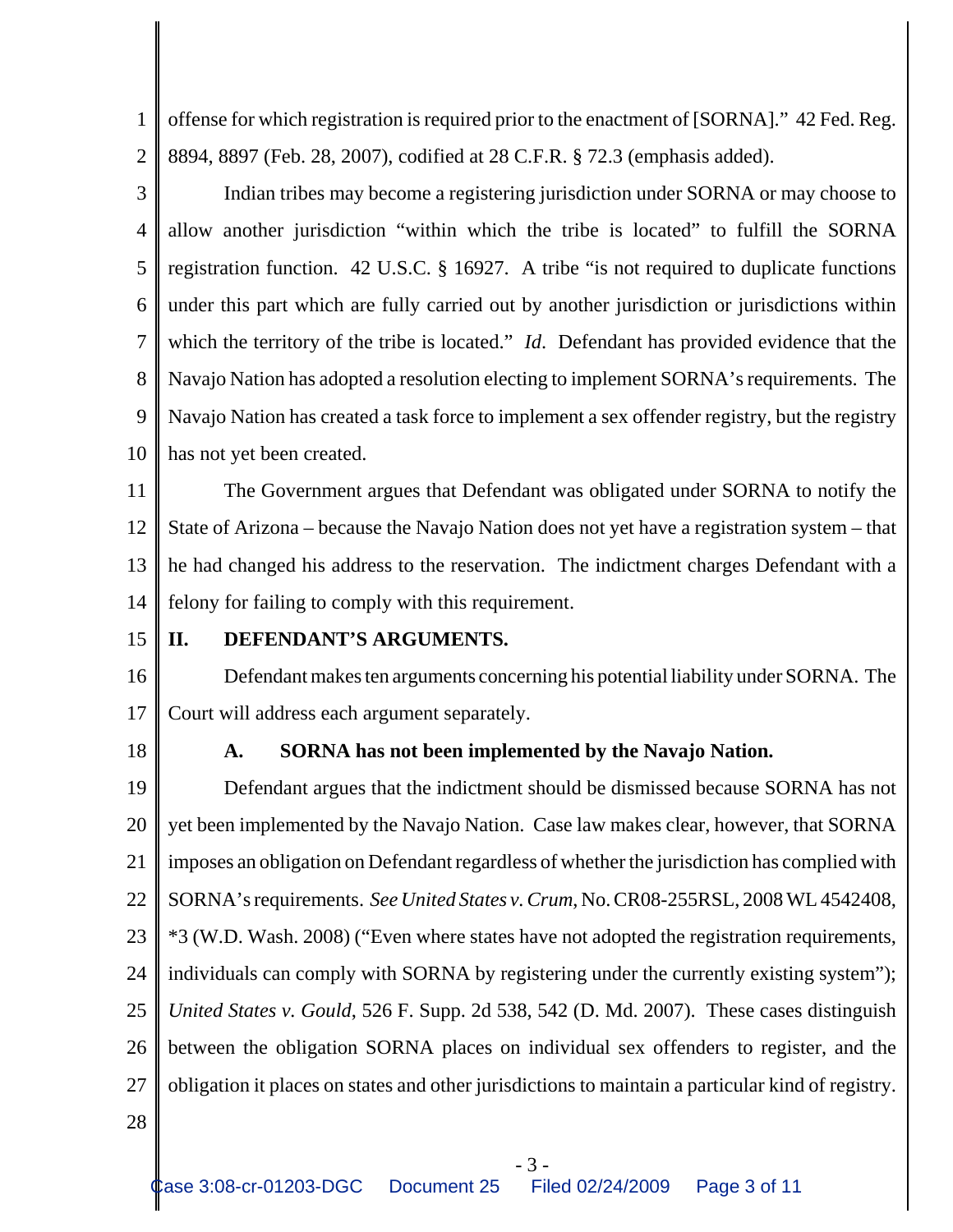offense for which registration is required prior to the enactment of [SORNA]." 42 Fed. Reg. 8894, 8897 (Feb. 28, 2007), codified at 28 C.F.R. § 72.3 (emphasis added).

Indian tribes may become a registering jurisdiction under SORNA or may choose to allow another jurisdiction "within which the tribe is located" to fulfill the SORNA registration function. 42 U.S.C. § 16927. A tribe "is not required to duplicate functions under this part which are fully carried out by another jurisdiction or jurisdictions within which the territory of the tribe is located." *Id*. Defendant has provided evidence that the Navajo Nation has adopted a resolution electing to implement SORNA's requirements. The Navajo Nation has created a task force to implement a sex offender registry, but the registry has not yet been created.

The Government argues that Defendant was obligated under SORNA to notify the State of Arizona – because the Navajo Nation does not yet have a registration system – that he had changed his address to the reservation. The indictment charges Defendant with a felony for failing to comply with this requirement.

## II. DEFENDANT'S ARGUMENTS.

Defendant makes ten arguments concerning his potential liability under SORNA. The Court will address each argument separately.

### A. SORNA has not been implemented by the Navajo Nation.

Defendant argues that the indictment should be dismissed because SORNA has not yet been implemented by the Navajo Nation. Case law makes clear, however, that SORNA imposes an obligation on Defendant regardless of whether the jurisdiction has complied with SORNA's requirements. *See United States v. Crum*, No. CR08-255RSL, 2008 WL 4542408, *3 (W.D. Wash. 2008) ("Even where states have not adopted the registration requirements, individuals can comply with SORNA by registering under the currently existing system"); *United States v. Gould*, 526 F. Supp. 2d 538, 542 (D. Md. 2007). These cases distinguish between the obligation SORNA places on individual sex offenders to register, and the obligation it places on states and other jurisdictions to maintain a particular kind of registry.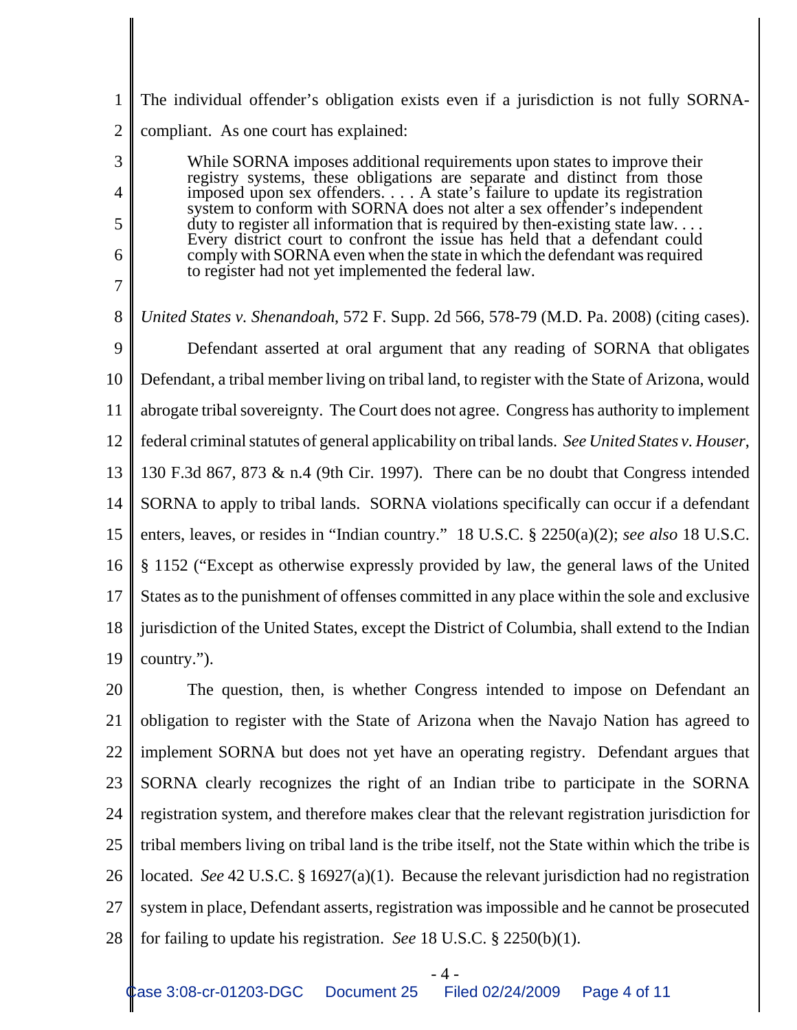The individual offender's obligation exists even if a jurisdiction is not fully SORNA-compliant. As one court has explained:

> While SORNA imposes additional requirements upon states to improve their registry systems, these obligations are separate and distinct from those imposed upon sex offenders. . . . A state's failure to update its registration system to conform with SORNA does not alter a sex offender's independent duty to register all information that is required by then-existing state law. . . . Every district court to confront the issue has held that a defendant could comply with SORNA even when the state in which the defendant was required to register had not yet implemented the federal law.

*United States v. Shenandoah*, 572 F. Supp. 2d 566, 578-79 (M.D. Pa. 2008) (citing cases).

Defendant asserted at oral argument that any reading of SORNA that obligates Defendant, a tribal member living on tribal land, to register with the State of Arizona, would abrogate tribal sovereignty. The Court does not agree. Congress has authority to implement federal criminal statutes of general applicability on tribal lands. *See United States v. Houser*, 130 F.3d 867, 873 & n.4 (9th Cir. 1997). There can be no doubt that Congress intended SORNA to apply to tribal lands. SORNA violations specifically can occur if a defendant enters, leaves, or resides in "Indian country." 18 U.S.C. § 2250(a)(2); *see also* 18 U.S.C. § 1152 ("Except as otherwise expressly provided by law, the general laws of the United States as to the punishment of offenses committed in any place within the sole and exclusive jurisdiction of the United States, except the District of Columbia, shall extend to the Indian country.").

The question, then, is whether Congress intended to impose on Defendant an obligation to register with the State of Arizona when the Navajo Nation has agreed to implement SORNA but does not yet have an operating registry. Defendant argues that SORNA clearly recognizes the right of an Indian tribe to participate in the SORNA registration system, and therefore makes clear that the relevant registration jurisdiction for tribal members living on tribal land is the tribe itself, not the State within which the tribe is located. *See* 42 U.S.C. § 16927(a)(1). Because the relevant jurisdiction had no registration system in place, Defendant asserts, registration was impossible and he cannot be prosecuted for failing to update his registration. *See* 18 U.S.C. § 2250(b)(1).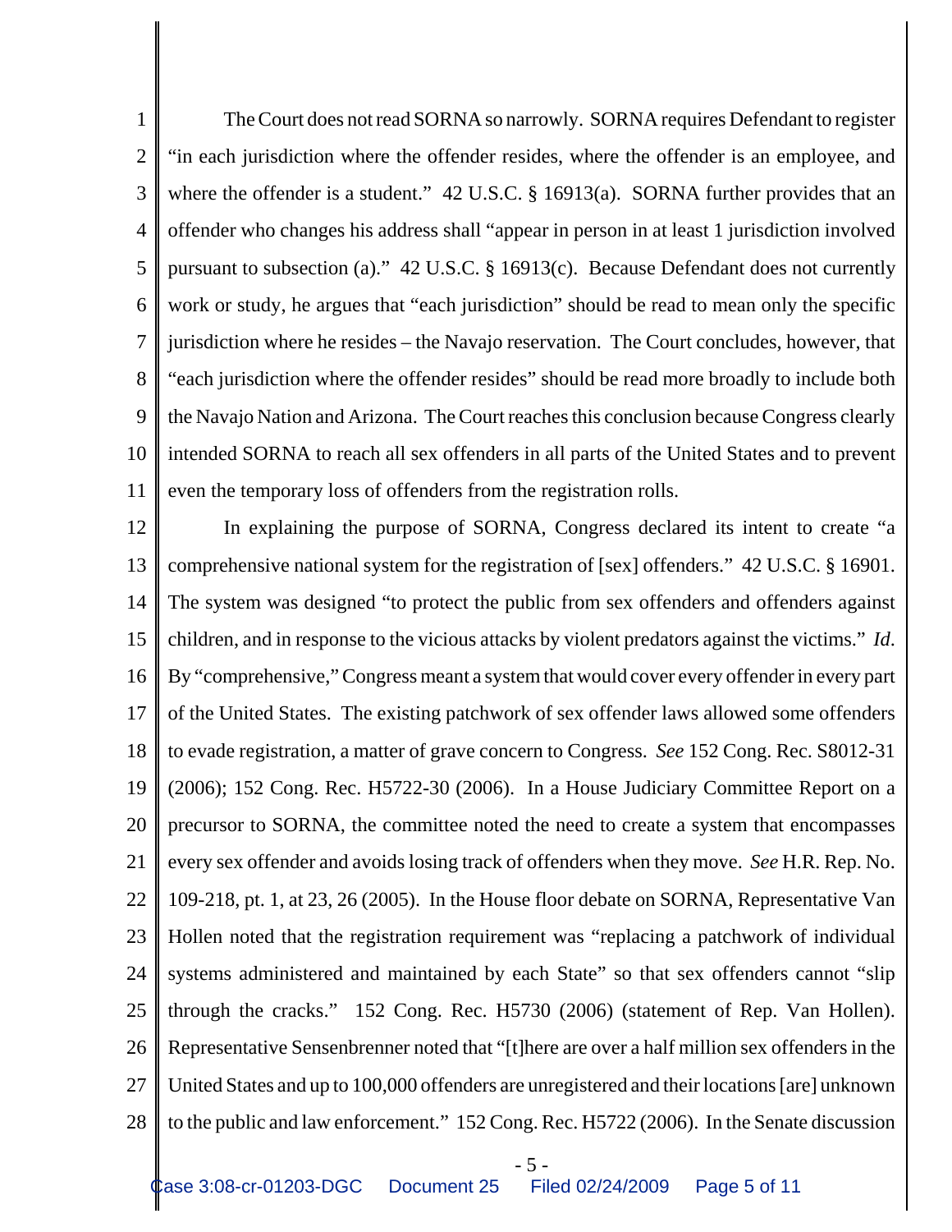The Court does not read SORNA so narrowly. SORNA requires Defendant to register "in each jurisdiction where the offender resides, where the offender is an employee, and where the offender is a student." 42 U.S.C. § 16913(a). SORNA further provides that an offender who changes his address shall "appear in person in at least 1 jurisdiction involved pursuant to subsection (a)." 42 U.S.C. § 16913(c). Because Defendant does not currently work or study, he argues that "each jurisdiction" should be read to mean only the specific jurisdiction where he resides – the Navajo reservation. The Court concludes, however, that "each jurisdiction where the offender resides" should be read more broadly to include both the Navajo Nation and Arizona. The Court reaches this conclusion because Congress clearly intended SORNA to reach all sex offenders in all parts of the United States and to prevent even the temporary loss of offenders from the registration rolls.

In explaining the purpose of SORNA, Congress declared its intent to create "a comprehensive national system for the registration of [sex] offenders." 42 U.S.C. § 16901. The system was designed "to protect the public from sex offenders and offenders against children, and in response to the vicious attacks by violent predators against the victims." *Id*. By "comprehensive," Congress meant a system that would cover every offender in every part of the United States. The existing patchwork of sex offender laws allowed some offenders to evade registration, a matter of grave concern to Congress. *See* 152 Cong. Rec. S8012-31 (2006); 152 Cong. Rec. H5722-30 (2006). In a House Judiciary Committee Report on a precursor to SORNA, the committee noted the need to create a system that encompasses every sex offender and avoids losing track of offenders when they move. *See* H.R. Rep. No. 109-218, pt. 1, at 23, 26 (2005). In the House floor debate on SORNA, Representative Van Hollen noted that the registration requirement was "replacing a patchwork of individual systems administered and maintained by each State" so that sex offenders cannot "slip through the cracks." 152 Cong. Rec. H5730 (2006) (statement of Rep. Van Hollen). Representative Sensenbrenner noted that "[t]here are over a half million sex offenders in the United States and up to 100,000 offenders are unregistered and their locations [are] unknown to the public and law enforcement." 152 Cong. Rec. H5722 (2006). In the Senate discussion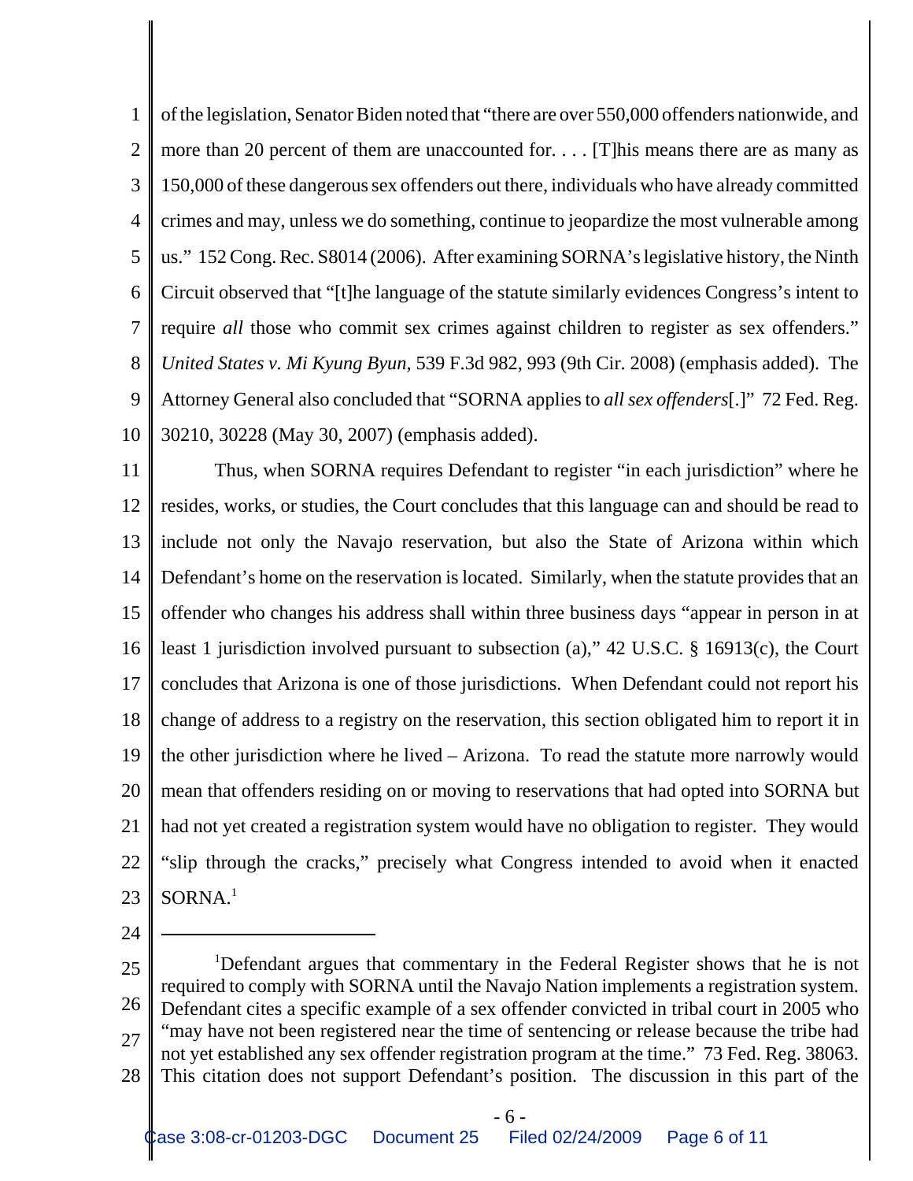of the legislation, Senator Biden noted that "there are over 550,000 offenders nationwide, and more than 20 percent of them are unaccounted for. . . . [T]his means there are as many as 150,000 of these dangerous sex offenders out there, individuals who have already committed crimes and may, unless we do something, continue to jeopardize the most vulnerable among us." 152 Cong. Rec. S8014 (2006). After examining SORNA's legislative history, the Ninth Circuit observed that "[t]he language of the statute similarly evidences Congress's intent to require *all* those who commit sex crimes against children to register as sex offenders." *United States v. Mi Kyung Byun*, 539 F.3d 982, 993 (9th Cir. 2008) (emphasis added). The Attorney General also concluded that "SORNA applies to *all sex offenders*[.]" 72 Fed. Reg. 30210, 30228 (May 30, 2007) (emphasis added).

Thus, when SORNA requires Defendant to register "in each jurisdiction" where he resides, works, or studies, the Court concludes that this language can and should be read to include not only the Navajo reservation, but also the State of Arizona within which Defendant's home on the reservation is located. Similarly, when the statute provides that an offender who changes his address shall within three business days "appear in person in at least 1 jurisdiction involved pursuant to subsection (a)," 42 U.S.C. § 16913(c), the Court concludes that Arizona is one of those jurisdictions. When Defendant could not report his change of address to a registry on the reservation, this section obligated him to report it in the other jurisdiction where he lived – Arizona. To read the statute more narrowly would mean that offenders residing on or moving to reservations that had opted into SORNA but had not yet created a registration system would have no obligation to register. They would "slip through the cracks," precisely what Congress intended to avoid when it enacted SORNA.[1]

---

[1] Defendant argues that commentary in the Federal Register shows that he is not required to comply with SORNA until the Navajo Nation implements a registration system. Defendant cites a specific example of a sex offender convicted in tribal court in 2005 who "may have not been registered near the time of sentencing or release because the tribe had not yet established any sex offender registration program at the time." 73 Fed. Reg. 38063. This citation does not support Defendant's position. The discussion in this part of the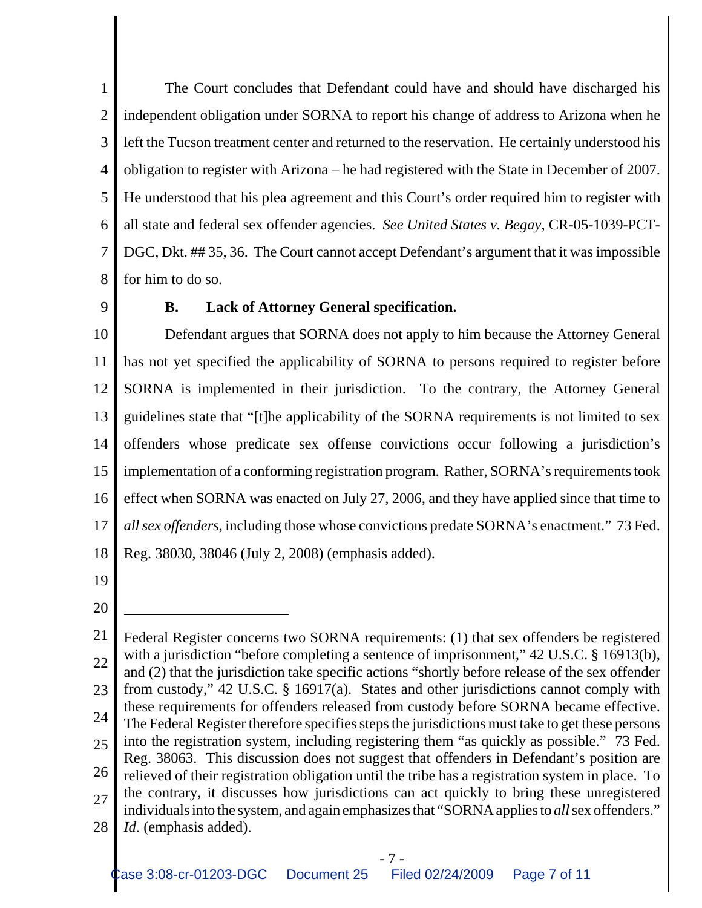The Court concludes that Defendant could have and should have discharged his independent obligation under SORNA to report his change of address to Arizona when he left the Tucson treatment center and returned to the reservation. He certainly understood his obligation to register with Arizona – he had registered with the State in December of 2007. He understood that his plea agreement and this Court's order required him to register with all state and federal sex offender agencies. *See United States v. Begay*, CR-05-1039-PCT-DGC, Dkt. ## 35, 36. The Court cannot accept Defendant's argument that it was impossible for him to do so.

**B. Lack of Attorney General specification.**

Defendant argues that SORNA does not apply to him because the Attorney General has not yet specified the applicability of SORNA to persons required to register before SORNA is implemented in their jurisdiction. To the contrary, the Attorney General guidelines state that "[t]he applicability of the SORNA requirements is not limited to sex offenders whose predicate sex offense convictions occur following a jurisdiction's implementation of a conforming registration program. Rather, SORNA's requirements took effect when SORNA was enacted on July 27, 2006, and they have applied since that time to *all sex offenders*, including those whose convictions predate SORNA's enactment." 73 Fed. Reg. 38030, 38046 (July 2, 2008) (emphasis added).

---

Federal Register concerns two SORNA requirements: (1) that sex offenders be registered with a jurisdiction "before completing a sentence of imprisonment," 42 U.S.C. § 16913(b), and (2) that the jurisdiction take specific actions "shortly before release of the sex offender from custody," 42 U.S.C. § 16917(a). States and other jurisdictions cannot comply with these requirements for offenders released from custody before SORNA became effective. The Federal Register therefore specifies steps the jurisdictions must take to get these persons into the registration system, including registering them "as quickly as possible." 73 Fed. Reg. 38063. This discussion does not suggest that offenders in Defendant's position are relieved of their registration obligation until the tribe has a registration system in place. To the contrary, it discusses how jurisdictions can act quickly to bring these unregistered individuals into the system, and again emphasizes that "SORNA applies to *all* sex offenders." *Id*. (emphasis added).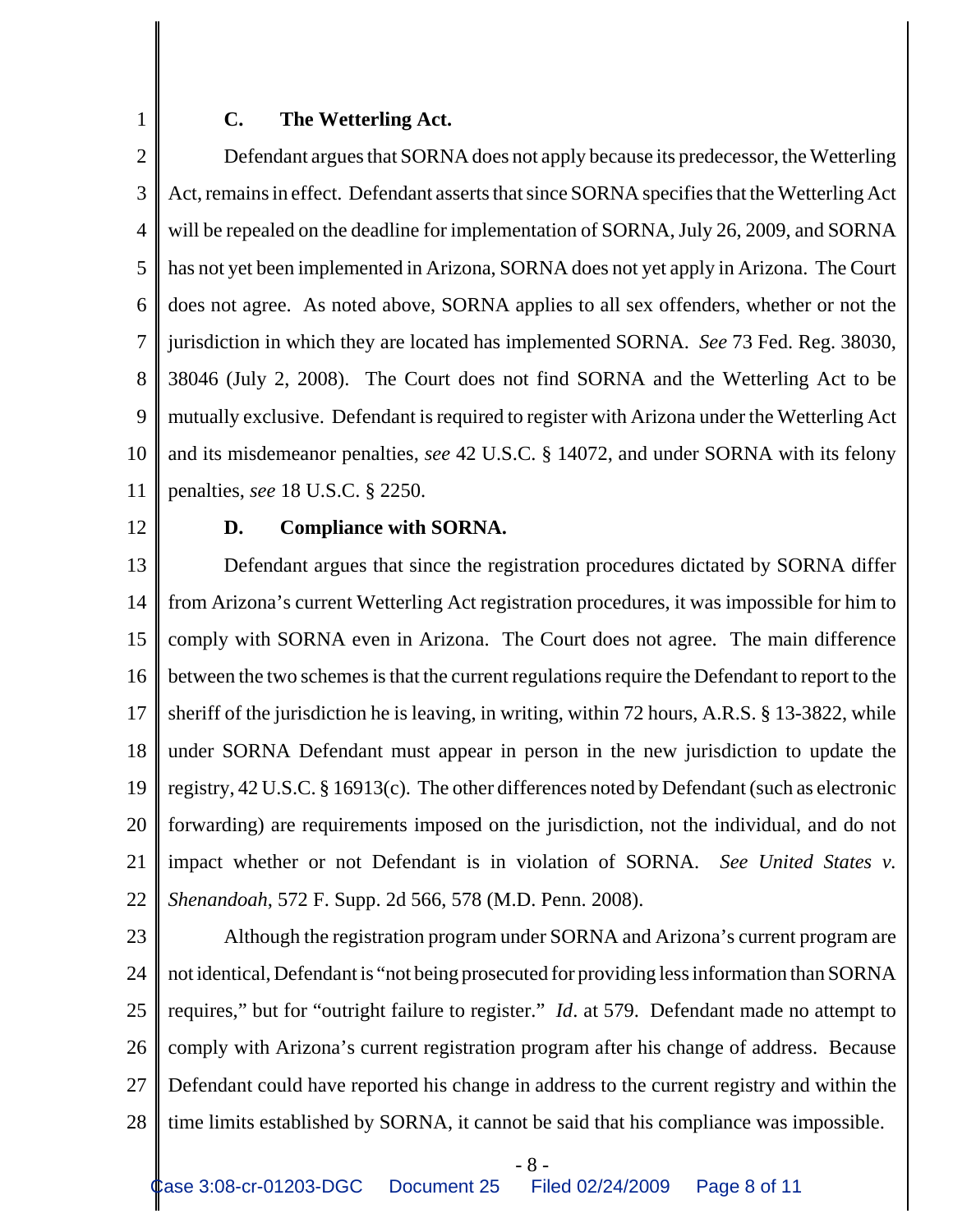### C. The Wetterling Act.

Defendant argues that SORNA does not apply because its predecessor, the Wetterling Act, remains in effect. Defendant asserts that since SORNA specifies that the Wetterling Act will be repealed on the deadline for implementation of SORNA, July 26, 2009, and SORNA has not yet been implemented in Arizona, SORNA does not yet apply in Arizona. The Court does not agree. As noted above, SORNA applies to all sex offenders, whether or not the jurisdiction in which they are located has implemented SORNA. *See* 73 Fed. Reg. 38030, 38046 (July 2, 2008). The Court does not find SORNA and the Wetterling Act to be mutually exclusive. Defendant is required to register with Arizona under the Wetterling Act and its misdemeanor penalties, *see* 42 U.S.C. § 14072, and under SORNA with its felony penalties, *see* 18 U.S.C. § 2250.

### D. Compliance with SORNA.

Defendant argues that since the registration procedures dictated by SORNA differ from Arizona's current Wetterling Act registration procedures, it was impossible for him to comply with SORNA even in Arizona. The Court does not agree. The main difference between the two schemes is that the current regulations require the Defendant to report to the sheriff of the jurisdiction he is leaving, in writing, within 72 hours, A.R.S. § 13-3822, while under SORNA Defendant must appear in person in the new jurisdiction to update the registry, 42 U.S.C. § 16913(c). The other differences noted by Defendant (such as electronic forwarding) are requirements imposed on the jurisdiction, not the individual, and do not impact whether or not Defendant is in violation of SORNA. *See United States v. Shenandoah*, 572 F. Supp. 2d 566, 578 (M.D. Penn. 2008).

Although the registration program under SORNA and Arizona's current program are not identical, Defendant is "not being prosecuted for providing less information than SORNA requires," but for "outright failure to register." *Id*. at 579. Defendant made no attempt to comply with Arizona's current registration program after his change of address. Because Defendant could have reported his change in address to the current registry and within the time limits established by SORNA, it cannot be said that his compliance was impossible.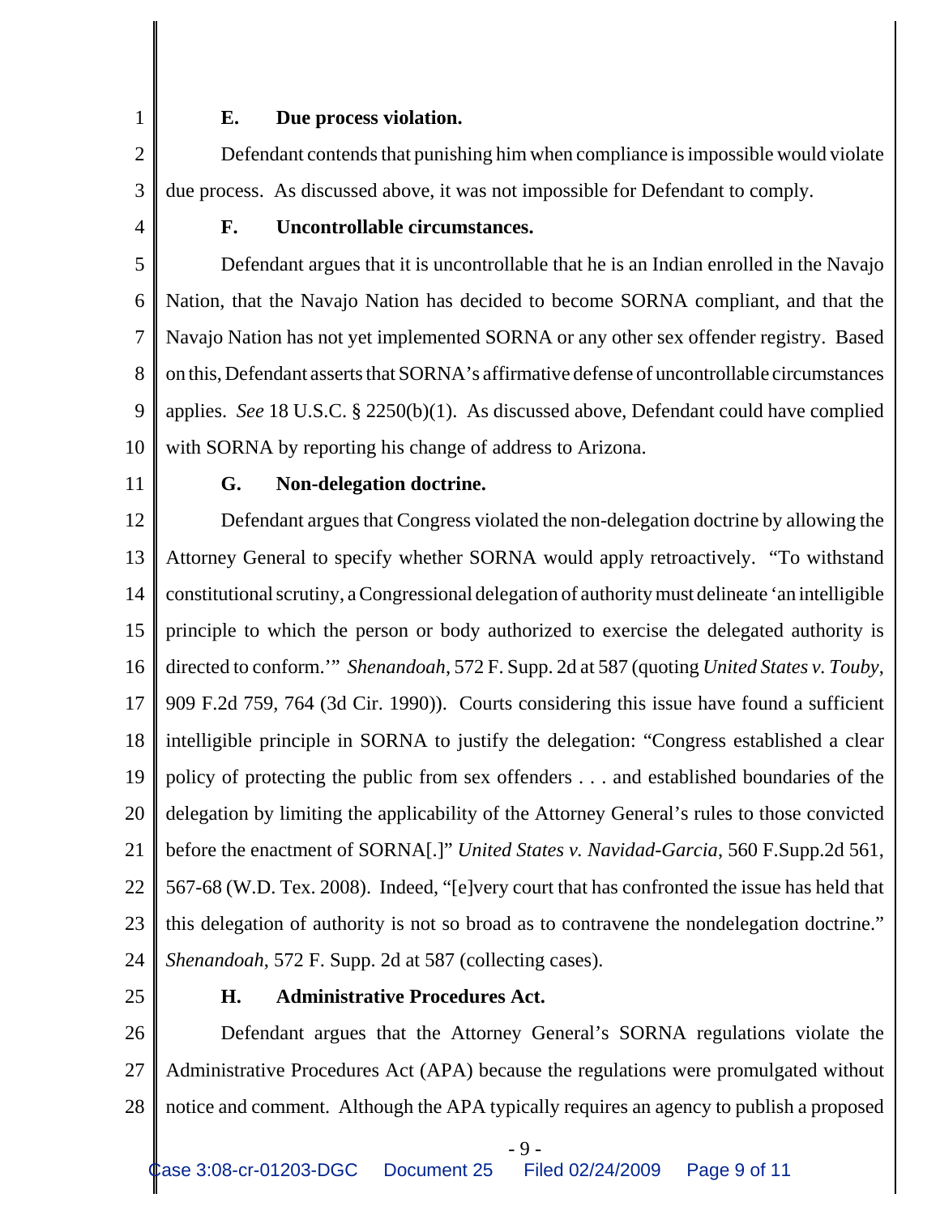**E. Due process violation.**

Defendant contends that punishing him when compliance is impossible would violate due process. As discussed above, it was not impossible for Defendant to comply.

**F. Uncontrollable circumstances.**

Defendant argues that it is uncontrollable that he is an Indian enrolled in the Navajo Nation, that the Navajo Nation has decided to become SORNA compliant, and that the Navajo Nation has not yet implemented SORNA or any other sex offender registry. Based on this, Defendant asserts that SORNA's affirmative defense of uncontrollable circumstances applies. *See* 18 U.S.C. § 2250(b)(1). As discussed above, Defendant could have complied with SORNA by reporting his change of address to Arizona.

**G. Non-delegation doctrine.**

Defendant argues that Congress violated the non-delegation doctrine by allowing the Attorney General to specify whether SORNA would apply retroactively. "To withstand constitutional scrutiny, a Congressional delegation of authority must delineate 'an intelligible principle to which the person or body authorized to exercise the delegated authority is directed to conform.'" *Shenandoah*, 572 F. Supp. 2d at 587 (quoting *United States v. Touby*, 909 F.2d 759, 764 (3d Cir. 1990)). Courts considering this issue have found a sufficient intelligible principle in SORNA to justify the delegation: "Congress established a clear policy of protecting the public from sex offenders . . . and established boundaries of the delegation by limiting the applicability of the Attorney General's rules to those convicted before the enactment of SORNA[.]" *United States v. Navidad-Garcia*, 560 F.Supp.2d 561, 567-68 (W.D. Tex. 2008). Indeed, "[e]very court that has confronted the issue has held that this delegation of authority is not so broad as to contravene the nondelegation doctrine." *Shenandoah*, 572 F. Supp. 2d at 587 (collecting cases).

**H. Administrative Procedures Act.**

Defendant argues that the Attorney General's SORNA regulations violate the Administrative Procedures Act (APA) because the regulations were promulgated without notice and comment. Although the APA typically requires an agency to publish a proposed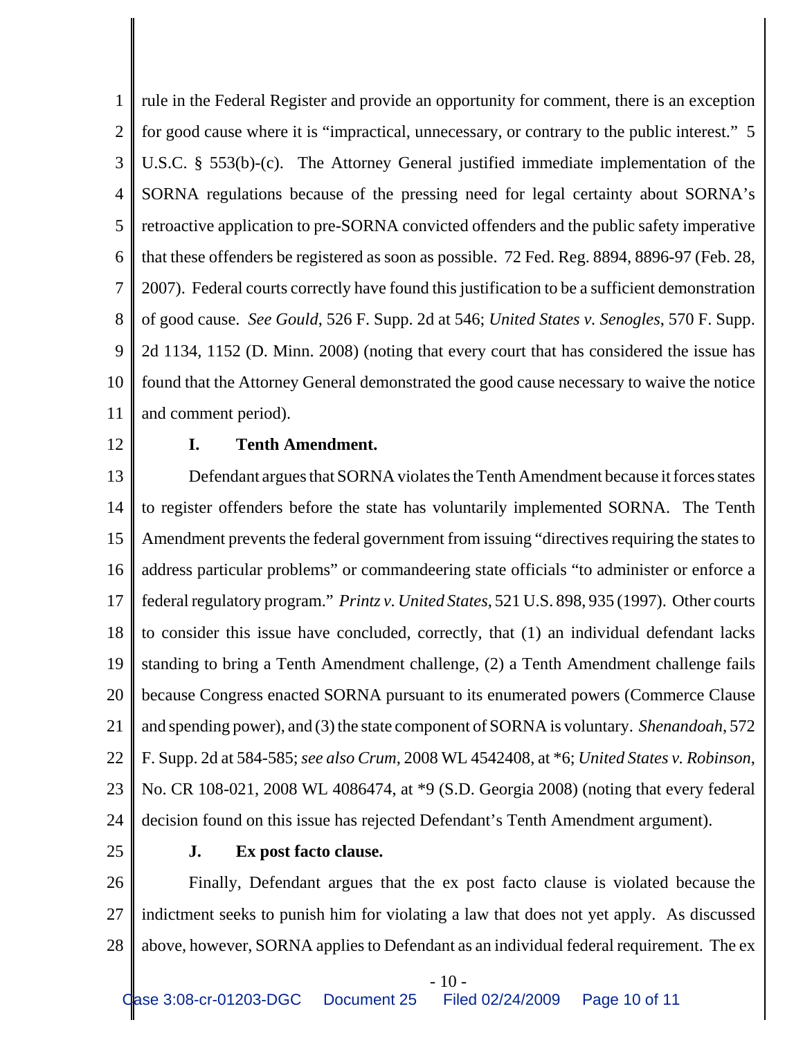rule in the Federal Register and provide an opportunity for comment, there is an exception for good cause where it is "impractical, unnecessary, or contrary to the public interest." 5 U.S.C. § 553(b)-(c). The Attorney General justified immediate implementation of the SORNA regulations because of the pressing need for legal certainty about SORNA's retroactive application to pre-SORNA convicted offenders and the public safety imperative that these offenders be registered as soon as possible. 72 Fed. Reg. 8894, 8896-97 (Feb. 28, 2007). Federal courts correctly have found this justification to be a sufficient demonstration of good cause. *See Gould*, 526 F. Supp. 2d at 546; *United States v. Senogles*, 570 F. Supp. 2d 1134, 1152 (D. Minn. 2008) (noting that every court that has considered the issue has found that the Attorney General demonstrated the good cause necessary to waive the notice and comment period).

**I. Tenth Amendment.**

Defendant argues that SORNA violates the Tenth Amendment because it forces states to register offenders before the state has voluntarily implemented SORNA. The Tenth Amendment prevents the federal government from issuing "directives requiring the states to address particular problems" or commandeering state officials "to administer or enforce a federal regulatory program." *Printz v. United States*, 521 U.S. 898, 935 (1997). Other courts to consider this issue have concluded, correctly, that (1) an individual defendant lacks standing to bring a Tenth Amendment challenge, (2) a Tenth Amendment challenge fails because Congress enacted SORNA pursuant to its enumerated powers (Commerce Clause and spending power), and (3) the state component of SORNA is voluntary. *Shenandoah*, 572 F. Supp. 2d at 584-585; *see also Crum*, 2008 WL 4542408, at *6; *United States v. Robinson*, No. CR 108-021, 2008 WL 4086474, at *9 (S.D. Georgia 2008) (noting that every federal decision found on this issue has rejected Defendant's Tenth Amendment argument).

**J. Ex post facto clause.**

Finally, Defendant argues that the ex post facto clause is violated because the indictment seeks to punish him for violating a law that does not yet apply. As discussed above, however, SORNA applies to Defendant as an individual federal requirement. The ex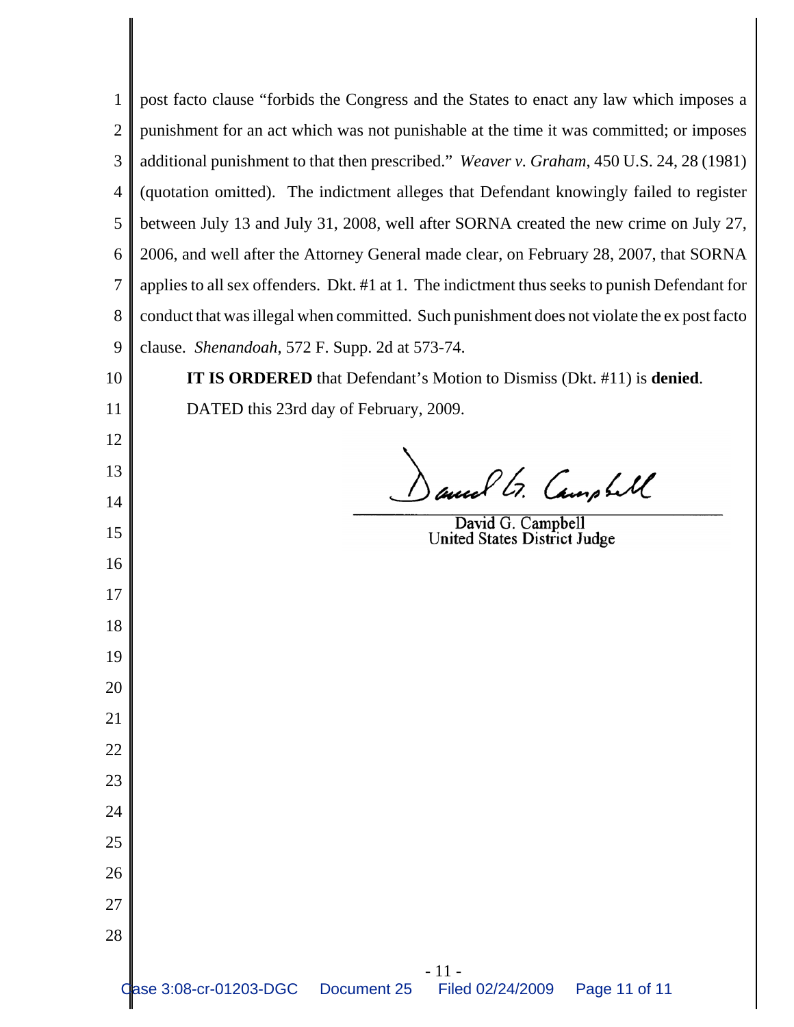post facto clause "forbids the Congress and the States to enact any law which imposes a punishment for an act which was not punishable at the time it was committed; or imposes additional punishment to that then prescribed." *Weaver v. Graham*, 450 U.S. 24, 28 (1981) (quotation omitted). The indictment alleges that Defendant knowingly failed to register between July 13 and July 31, 2008, well after SORNA created the new crime on July 27, 2006, and well after the Attorney General made clear, on February 28, 2007, that SORNA applies to all sex offenders. Dkt. #1 at 1. The indictment thus seeks to punish Defendant for conduct that was illegal when committed. Such punishment does not violate the ex post facto clause. *Shenandoah*, 572 F. Supp. 2d at 573-74.

**IT IS ORDERED** that Defendant's Motion to Dismiss (Dkt. #11) is **denied**.

DATED this 23rd day of February, 2009.

David G. Campbell
United States District Judge